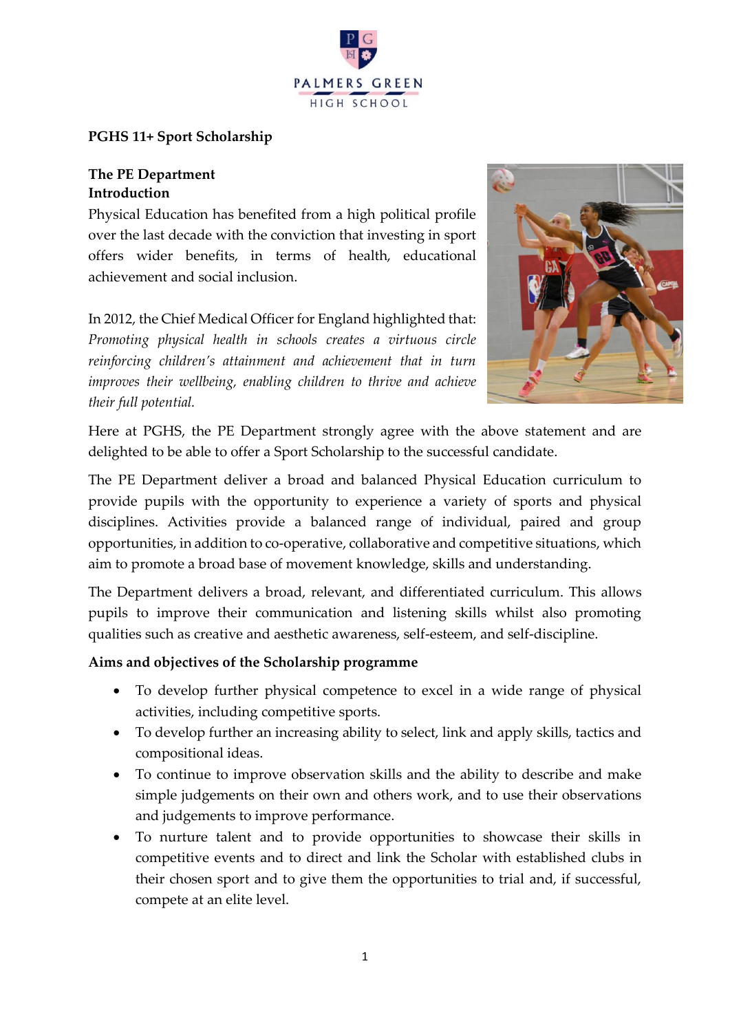**PGHS 11+ Sport Scholarship**

**The PE Department**
**Introduction**

Physical Education has benefited from a high political profile over the last decade with the conviction that investing in sport offers wider benefits, in terms of health, educational achievement and social inclusion.

In 2012, the Chief Medical Officer for England highlighted that: *Promoting physical health in schools creates a virtuous circle reinforcing children's attainment and achievement that in turn improves their wellbeing, enabling children to thrive and achieve their full potential.*

Here at PGHS, the PE Department strongly agree with the above statement and are delighted to be able to offer a Sport Scholarship to the successful candidate.

The PE Department deliver a broad and balanced Physical Education curriculum to provide pupils with the opportunity to experience a variety of sports and physical disciplines. Activities provide a balanced range of individual, paired and group opportunities, in addition to co-operative, collaborative and competitive situations, which aim to promote a broad base of movement knowledge, skills and understanding.

The Department delivers a broad, relevant, and differentiated curriculum. This allows pupils to improve their communication and listening skills whilst also promoting qualities such as creative and aesthetic awareness, self-esteem, and self-discipline.

**Aims and objectives of the Scholarship programme**

- To develop further physical competence to excel in a wide range of physical activities, including competitive sports.
- To develop further an increasing ability to select, link and apply skills, tactics and compositional ideas.
- To continue to improve observation skills and the ability to describe and make simple judgements on their own and others work, and to use their observations and judgements to improve performance.
- To nurture talent and to provide opportunities to showcase their skills in competitive events and to direct and link the Scholar with established clubs in their chosen sport and to give them the opportunities to trial and, if successful, compete at an elite level.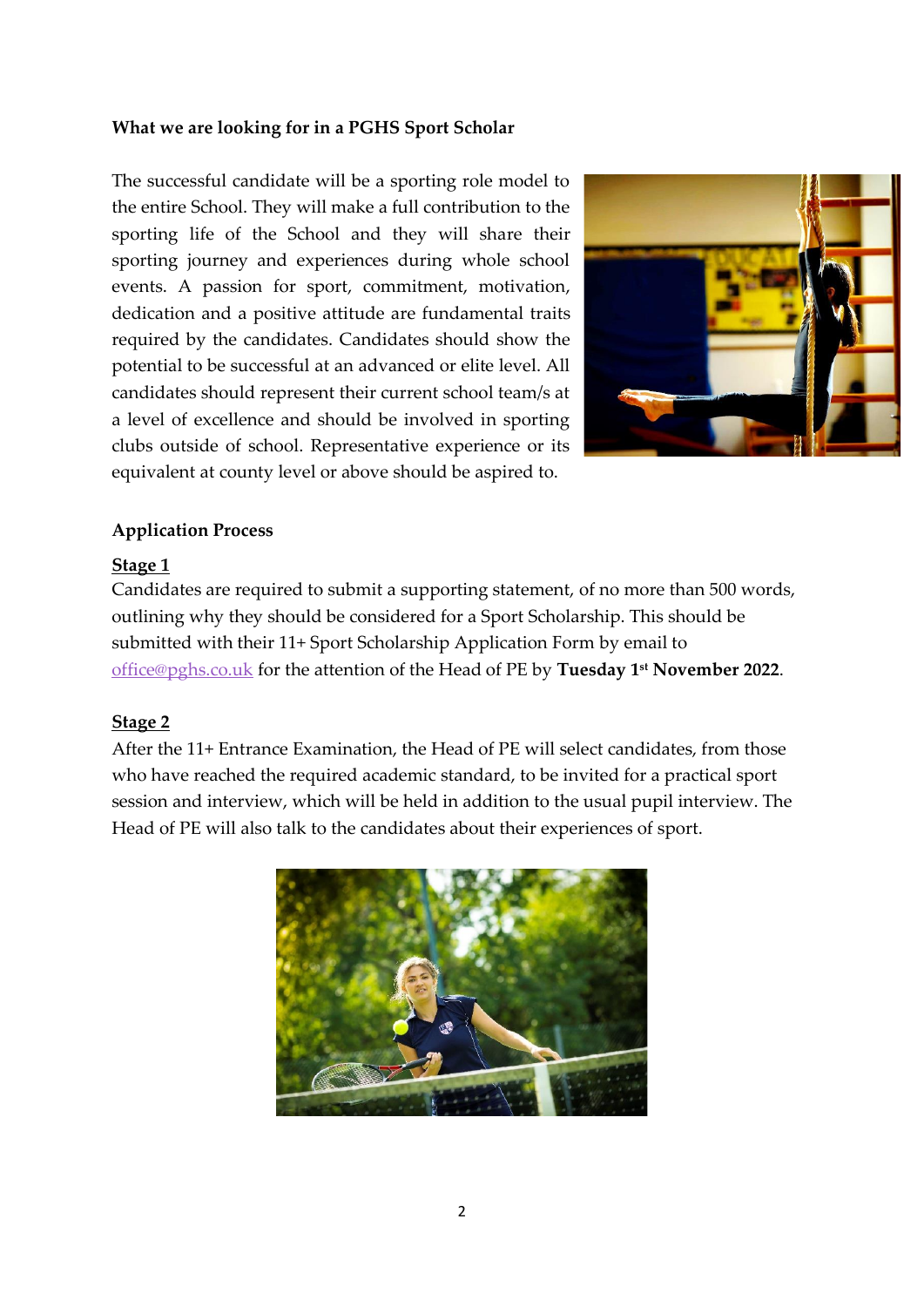**What we are looking for in a PGHS Sport Scholar**

The successful candidate will be a sporting role model to the entire School. They will make a full contribution to the sporting life of the School and they will share their sporting journey and experiences during whole school events. A passion for sport, commitment, motivation, dedication and a positive attitude are fundamental traits required by the candidates. Candidates should show the potential to be successful at an advanced or elite level. All candidates should represent their current school team/s at a level of excellence and should be involved in sporting clubs outside of school. Representative experience or its equivalent at county level or above should be aspired to.

**Application Process**

**Stage 1**

Candidates are required to submit a supporting statement, of no more than 500 words, outlining why they should be considered for a Sport Scholarship. This should be submitted with their 11+ Sport Scholarship Application Form by email to office@pghs.co.uk for the attention of the Head of PE by **Tuesday 1st November 2022**.

**Stage 2**

After the 11+ Entrance Examination, the Head of PE will select candidates, from those who have reached the required academic standard, to be invited for a practical sport session and interview, which will be held in addition to the usual pupil interview. The Head of PE will also talk to the candidates about their experiences of sport.